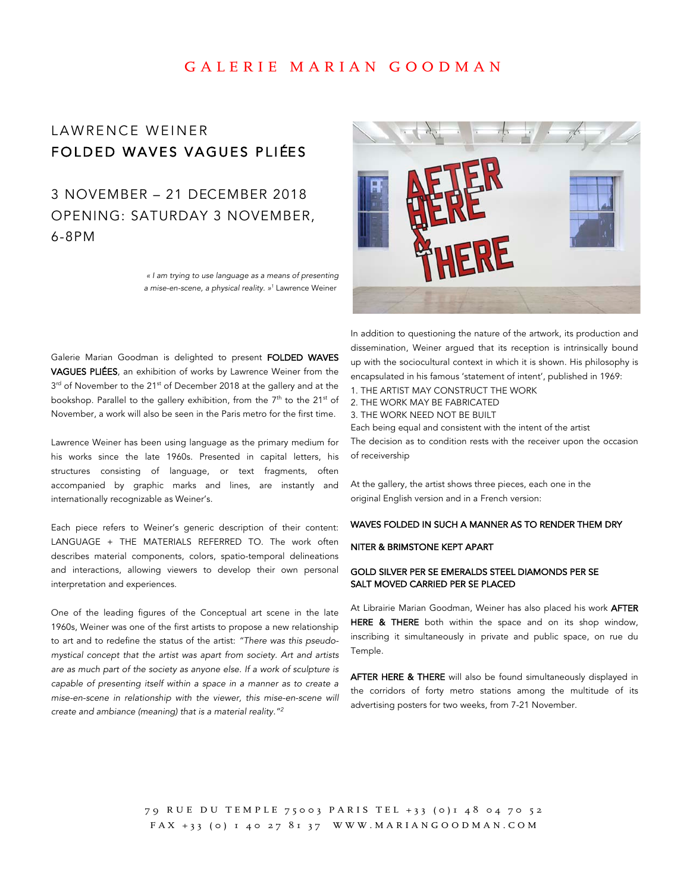# GALERIE MARIAN GOODMAN

## LAWRENCE WEINER
## FOLDED WAVES VAGUES PLIÉES

### 3 NOVEMBER – 21 DECEMBER 2018
### OPENING: SATURDAY 3 NOVEMBER, 6-8PM

*« I am trying to use language as a means of presenting a mise-en-scene, a physical reality. »*[1] Lawrence Weiner

Galerie Marian Goodman is delighted to present **FOLDED WAVES VAGUES PLIÉES**, an exhibition of works by Lawrence Weiner from the 3rd of November to the 21st of December 2018 at the gallery and at the bookshop. Parallel to the gallery exhibition, from the 7th to the 21st of November, a work will also be seen in the Paris metro for the first time.

Lawrence Weiner has been using language as the primary medium for his works since the late 1960s. Presented in capital letters, his structures consisting of language, or text fragments, often accompanied by graphic marks and lines, are instantly and internationally recognizable as Weiner's.

Each piece refers to Weiner's generic description of their content: LANGUAGE + THE MATERIALS REFERRED TO. The work often describes material components, colors, spatio-temporal delineations and interactions, allowing viewers to develop their own personal interpretation and experiences.

One of the leading figures of the Conceptual art scene in the late 1960s, Weiner was one of the first artists to propose a new relationship to art and to redefine the status of the artist: *"There was this pseudo-mystical concept that the artist was apart from society. Art and artists are as much part of the society as anyone else. If a work of sculpture is capable of presenting itself within a space in a manner as to create a mise-en-scene in relationship with the viewer, this mise-en-scene will create and ambiance (meaning) that is a material reality."*[2]

In addition to questioning the nature of the artwork, its production and dissemination, Weiner argued that its reception is intrinsically bound up with the sociocultural context in which it is shown. His philosophy is encapsulated in his famous 'statement of intent', published in 1969:

1. THE ARTIST MAY CONSTRUCT THE WORK
2. THE WORK MAY BE FABRICATED
3. THE WORK NEED NOT BE BUILT

Each being equal and consistent with the intent of the artist
The decision as to condition rests with the receiver upon the occasion of receivership

At the gallery, the artist shows three pieces, each one in the original English version and in a French version:

**WAVES FOLDED IN SUCH A MANNER AS TO RENDER THEM DRY**

**NITER & BRIMSTONE KEPT APART**

**GOLD SILVER PER SE EMERALDS STEEL DIAMONDS PER SE SALT MOVED CARRIED PER SE PLACED**

At Librairie Marian Goodman, Weiner has also placed his work **AFTER HERE & THERE** both within the space and on its shop window, inscribing it simultaneously in private and public space, on rue du Temple.

**AFTER HERE & THERE** will also be found simultaneously displayed in the corridors of forty metro stations among the multitude of its advertising posters for two weeks, from 7-21 November.

79 RUE DU TEMPLE 75003 PARIS TEL +33 (0)1 48 04 70 52
FAX +33 (0) 1 40 27 81 37 WWW.MARIANGOODMAN.COM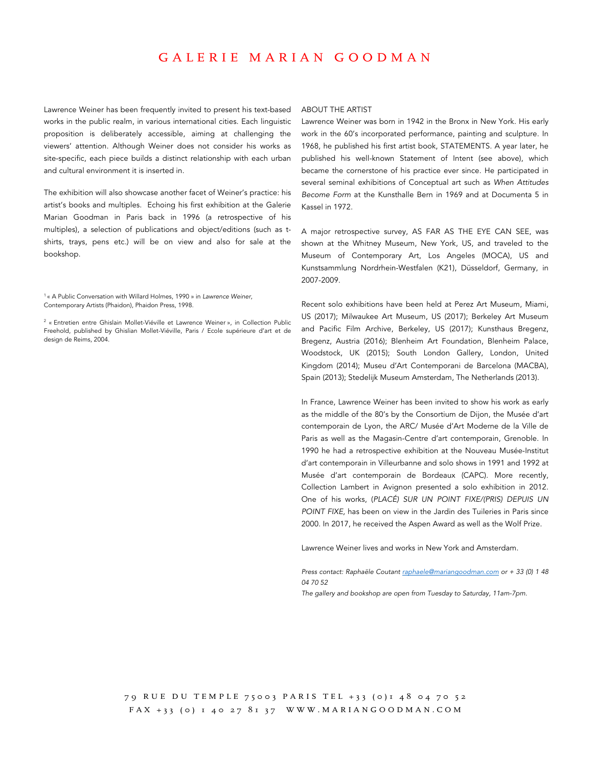# GALERIE MARIAN GOODMAN

Lawrence Weiner has been frequently invited to present his text-based works in the public realm, in various international cities. Each linguistic proposition is deliberately accessible, aiming at challenging the viewers' attention. Although Weiner does not consider his works as site-specific, each piece builds a distinct relationship with each urban and cultural environment it is inserted in.

The exhibition will also showcase another facet of Weiner's practice: his artist's books and multiples. Echoing his first exhibition at the Galerie Marian Goodman in Paris back in 1996 (a retrospective of his multiples), a selection of publications and object/editions (such as t-shirts, trays, pens etc.) will be on view and also for sale at the bookshop.

[1] « A Public Conversation with Willard Holmes, 1990 » in *Lawrence Weiner*, Contemporary Artists (Phaidon), Phaidon Press, 1998.

[2] « Entretien entre Ghislain Mollet-Viéville et Lawrence Weiner », in Collection Public Freehold, published by Ghislian Mollet-Viéville, Paris / Ecole supérieure d'art et de design de Reims, 2004.

ABOUT THE ARTIST

Lawrence Weiner was born in 1942 in the Bronx in New York. His early work in the 60's incorporated performance, painting and sculpture. In 1968, he published his first artist book, STATEMENTS. A year later, he published his well-known Statement of Intent (see above), which became the cornerstone of his practice ever since. He participated in several seminal exhibitions of Conceptual art such as *When Attitudes Become Form* at the Kunsthalle Bern in 1969 and at Documenta 5 in Kassel in 1972.

A major retrospective survey, AS FAR AS THE EYE CAN SEE, was shown at the Whitney Museum, New York, US, and traveled to the Museum of Contemporary Art, Los Angeles (MOCA), US and Kunstsammlung Nordrhein-Westfalen (K21), Düsseldorf, Germany, in 2007-2009.

Recent solo exhibitions have been held at Perez Art Museum, Miami, US (2017); Milwaukee Art Museum, US (2017); Berkeley Art Museum and Pacific Film Archive, Berkeley, US (2017); Kunsthaus Bregenz, Bregenz, Austria (2016); Blenheim Art Foundation, Blenheim Palace, Woodstock, UK (2015); South London Gallery, London, United Kingdom (2014); Museu d'Art Contemporani de Barcelona (MACBA), Spain (2013); Stedelijk Museum Amsterdam, The Netherlands (2013).

In France, Lawrence Weiner has been invited to show his work as early as the middle of the 80's by the Consortium de Dijon, the Musée d'art contemporain de Lyon, the ARC/ Musée d'Art Moderne de la Ville de Paris as well as the Magasin-Centre d'art contemporain, Grenoble. In 1990 he had a retrospective exhibition at the Nouveau Musée-Institut d'art contemporain in Villeurbanne and solo shows in 1991 and 1992 at Musée d'art contemporain de Bordeaux (CAPC). More recently, Collection Lambert in Avignon presented a solo exhibition in 2012. One of his works, (*PLACÉ) SUR UN POINT FIXE/(PRIS) DEPUIS UN POINT FIXE*, has been on view in the Jardin des Tuileries in Paris since 2000. In 2017, he received the Aspen Award as well as the Wolf Prize.

Lawrence Weiner lives and works in New York and Amsterdam.

*Press contact: Raphaële Coutant raphaele@mariangoodman.com or + 33 (0) 1 48 04 70 52*

*The gallery and bookshop are open from Tuesday to Saturday, 11am-7pm.*

79 RUE DU TEMPLE 75003 PARIS TEL +33 (0)1 48 04 70 52
FAX +33 (0) 1 40 27 81 37 WWW.MARIANGOODMAN.COM